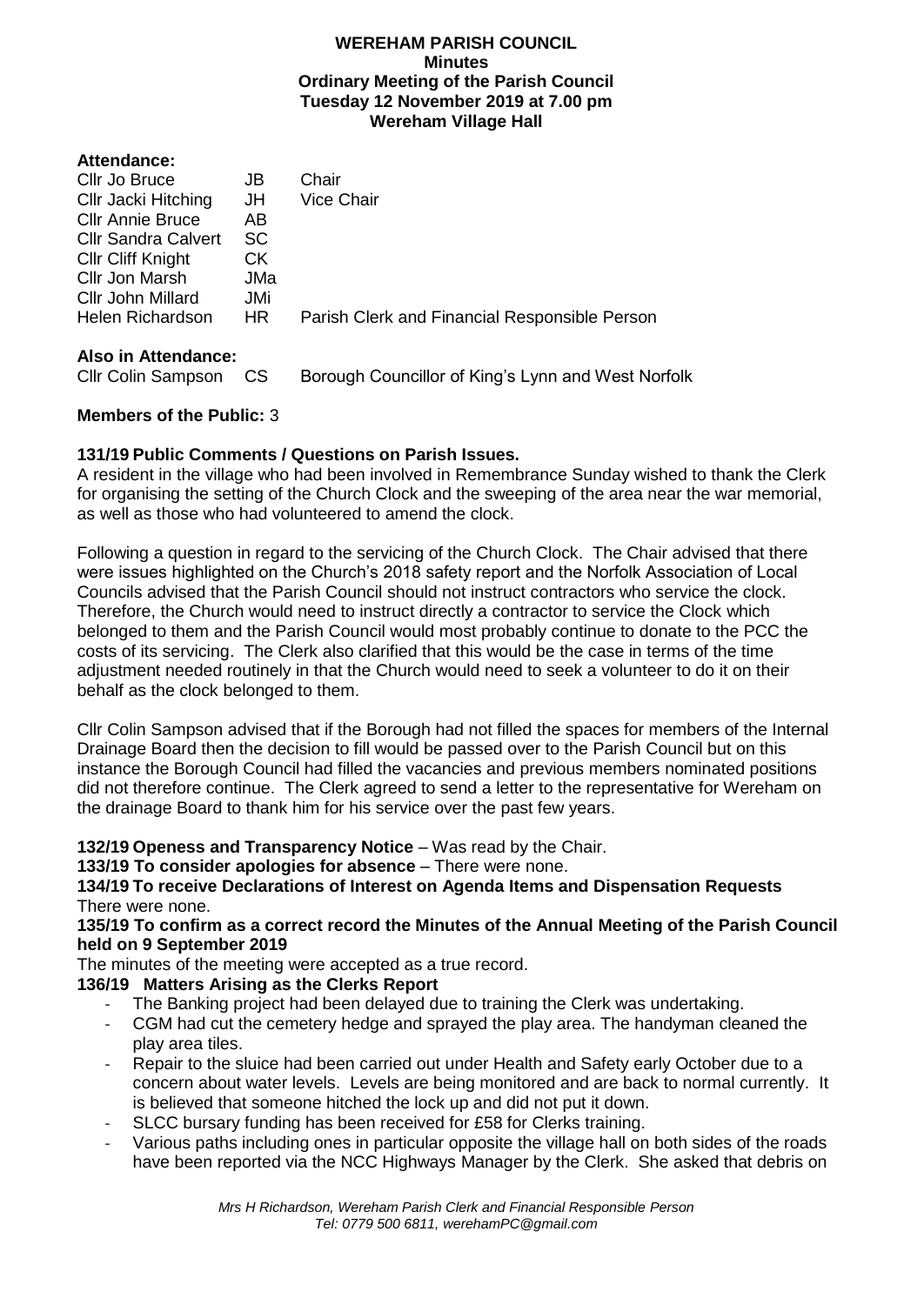# WEREHAM PARISH COUNCIL

## Minutes

## Ordinary Meeting of the Parish Council

## Tuesday 12 November 2019 at 7.00 pm

## Wereham Village Hall

**Attendance:**

| | | |
|---|---|---|
| Cllr Jo Bruce | JB | Chair |
| Cllr Jacki Hitching | JH | Vice Chair |
| Cllr Annie Bruce | AB | |
| Cllr Sandra Calvert | SC | |
| Cllr Cliff Knight | CK | |
| Cllr Jon Marsh | JMa | |
| Cllr John Millard | JMi | |
| Helen Richardson | HR | Parish Clerk and Financial Responsible Person |

**Also in Attendance:**

| | | |
|---|---|---|
| Cllr Colin Sampson | CS | Borough Councillor of King's Lynn and West Norfolk |

**Members of the Public:** 3

**131/19 Public Comments / Questions on Parish Issues.**

A resident in the village who had been involved in Remembrance Sunday wished to thank the Clerk for organising the setting of the Church Clock and the sweeping of the area near the war memorial, as well as those who had volunteered to amend the clock.

Following a question in regard to the servicing of the Church Clock. The Chair advised that there were issues highlighted on the Church's 2018 safety report and the Norfolk Association of Local Councils advised that the Parish Council should not instruct contractors who service the clock. Therefore, the Church would need to instruct directly a contractor to service the Clock which belonged to them and the Parish Council would most probably continue to donate to the PCC the costs of its servicing. The Clerk also clarified that this would be the case in terms of the time adjustment needed routinely in that the Church would need to seek a volunteer to do it on their behalf as the clock belonged to them.

Cllr Colin Sampson advised that if the Borough had not filled the spaces for members of the Internal Drainage Board then the decision to fill would be passed over to the Parish Council but on this instance the Borough Council had filled the vacancies and previous members nominated positions did not therefore continue. The Clerk agreed to send a letter to the representative for Wereham on the drainage Board to thank him for his service over the past few years.

**132/19 Openess and Transparency Notice** – Was read by the Chair.

**133/19 To consider apologies for absence** – There were none.

**134/19 To receive Declarations of Interest on Agenda Items and Dispensation Requests**

There were none.

**135/19 To confirm as a correct record the Minutes of the Annual Meeting of the Parish Council held on 9 September 2019**

The minutes of the meeting were accepted as a true record.

**136/19 Matters Arising as the Clerks Report**

- The Banking project had been delayed due to training the Clerk was undertaking.
- CGM had cut the cemetery hedge and sprayed the play area. The handyman cleaned the play area tiles.
- Repair to the sluice had been carried out under Health and Safety early October due to a concern about water levels. Levels are being monitored and are back to normal currently. It is believed that someone hitched the lock up and did not put it down.
- SLCC bursary funding has been received for £58 for Clerks training.
- Various paths including ones in particular opposite the village hall on both sides of the roads have been reported via the NCC Highways Manager by the Clerk. She asked that debris on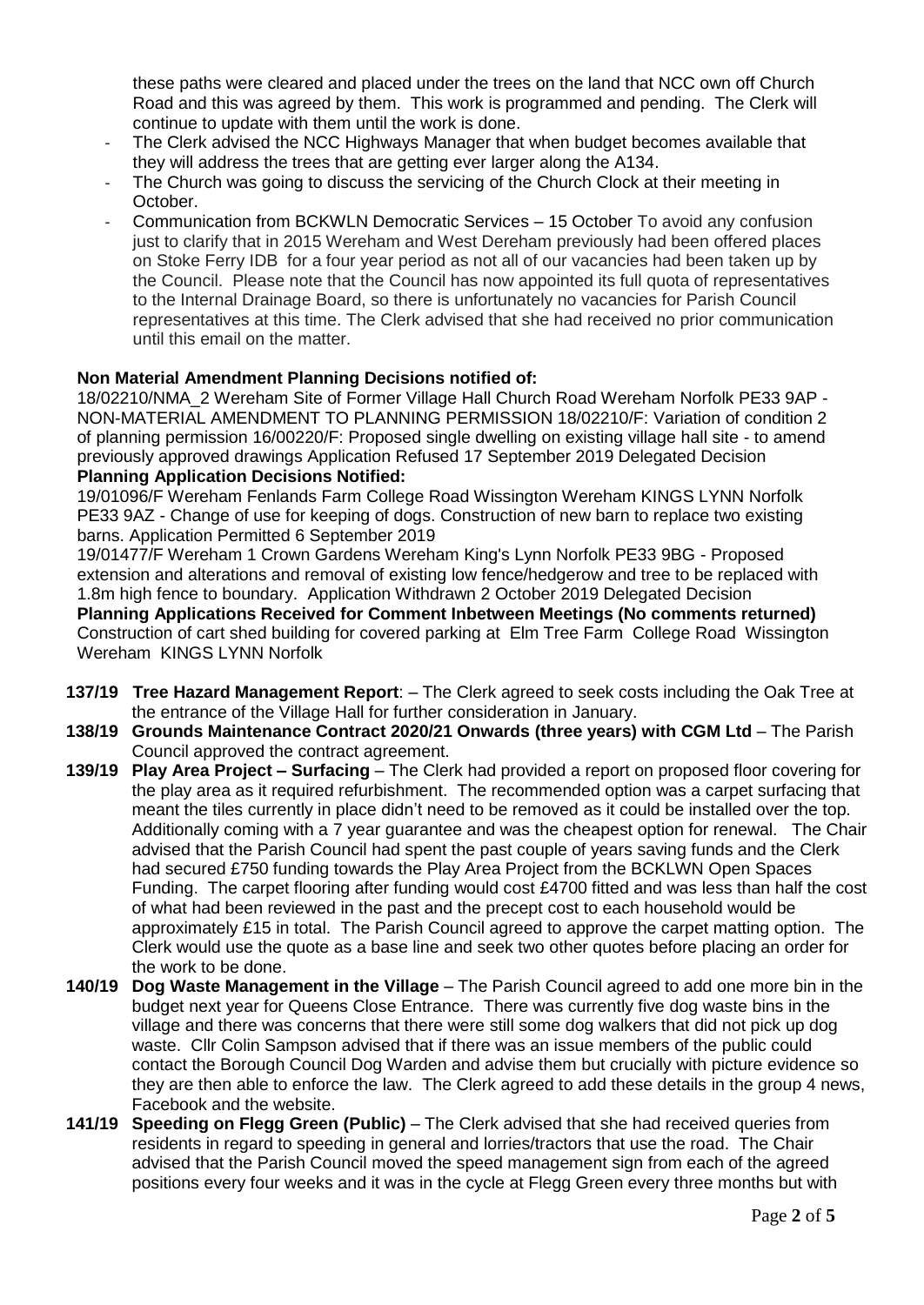these paths were cleared and placed under the trees on the land that NCC own off Church Road and this was agreed by them. This work is programmed and pending. The Clerk will continue to update with them until the work is done.

- The Clerk advised the NCC Highways Manager that when budget becomes available that they will address the trees that are getting ever larger along the A134.
- The Church was going to discuss the servicing of the Church Clock at their meeting in October.
- Communication from BCKWLN Democratic Services – 15 October To avoid any confusion just to clarify that in 2015 Wereham and West Dereham previously had been offered places on Stoke Ferry IDB for a four year period as not all of our vacancies had been taken up by the Council. Please note that the Council has now appointed its full quota of representatives to the Internal Drainage Board, so there is unfortunately no vacancies for Parish Council representatives at this time. The Clerk advised that she had received no prior communication until this email on the matter.

**Non Material Amendment Planning Decisions notified of:**

18/02210/NMA_2 Wereham Site of Former Village Hall Church Road Wereham Norfolk PE33 9AP - NON-MATERIAL AMENDMENT TO PLANNING PERMISSION 18/02210/F: Variation of condition 2 of planning permission 16/00220/F: Proposed single dwelling on existing village hall site - to amend previously approved drawings Application Refused 17 September 2019 Delegated Decision

**Planning Application Decisions Notified:**

19/01096/F Wereham Fenlands Farm College Road Wissington Wereham KINGS LYNN Norfolk PE33 9AZ - Change of use for keeping of dogs. Construction of new barn to replace two existing barns. Application Permitted 6 September 2019

19/01477/F Wereham 1 Crown Gardens Wereham King's Lynn Norfolk PE33 9BG - Proposed extension and alterations and removal of existing low fence/hedgerow and tree to be replaced with 1.8m high fence to boundary. Application Withdrawn 2 October 2019 Delegated Decision

**Planning Applications Received for Comment Inbetween Meetings (No comments returned)**

Construction of cart shed building for covered parking at Elm Tree Farm College Road Wissington Wereham KINGS LYNN Norfolk

**137/19 Tree Hazard Management Report**: – The Clerk agreed to seek costs including the Oak Tree at the entrance of the Village Hall for further consideration in January.

**138/19 Grounds Maintenance Contract 2020/21 Onwards (three years) with CGM Ltd** – The Parish Council approved the contract agreement.

**139/19 Play Area Project – Surfacing** – The Clerk had provided a report on proposed floor covering for the play area as it required refurbishment. The recommended option was a carpet surfacing that meant the tiles currently in place didn't need to be removed as it could be installed over the top. Additionally coming with a 7 year guarantee and was the cheapest option for renewal. The Chair advised that the Parish Council had spent the past couple of years saving funds and the Clerk had secured £750 funding towards the Play Area Project from the BCKLWN Open Spaces Funding. The carpet flooring after funding would cost £4700 fitted and was less than half the cost of what had been reviewed in the past and the precept cost to each household would be approximately £15 in total. The Parish Council agreed to approve the carpet matting option. The Clerk would use the quote as a base line and seek two other quotes before placing an order for the work to be done.

**140/19 Dog Waste Management in the Village** – The Parish Council agreed to add one more bin in the budget next year for Queens Close Entrance. There was currently five dog waste bins in the village and there was concerns that there were still some dog walkers that did not pick up dog waste. Cllr Colin Sampson advised that if there was an issue members of the public could contact the Borough Council Dog Warden and advise them but crucially with picture evidence so they are then able to enforce the law. The Clerk agreed to add these details in the group 4 news, Facebook and the website.

**141/19 Speeding on Flegg Green (Public)** – The Clerk advised that she had received queries from residents in regard to speeding in general and lorries/tractors that use the road. The Chair advised that the Parish Council moved the speed management sign from each of the agreed positions every four weeks and it was in the cycle at Flegg Green every three months but with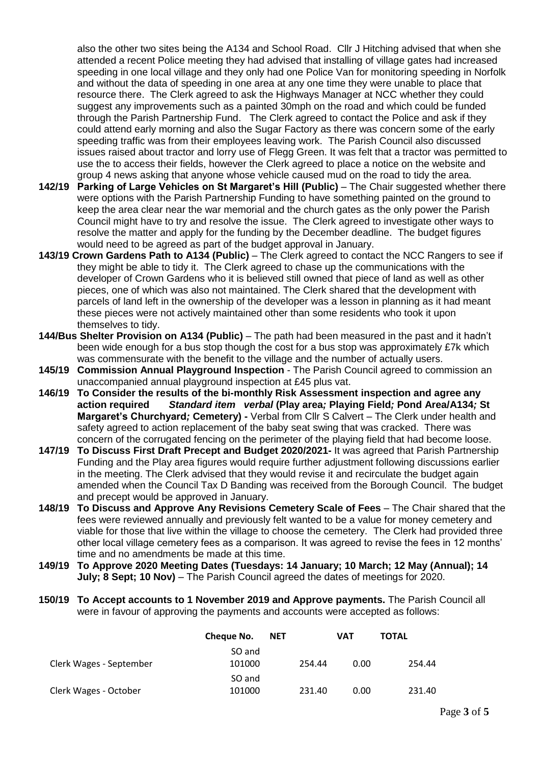also the other two sites being the A134 and School Road. Cllr J Hitching advised that when she attended a recent Police meeting they had advised that installing of village gates had increased speeding in one local village and they only had one Police Van for monitoring speeding in Norfolk and without the data of speeding in one area at any one time they were unable to place that resource there. The Clerk agreed to ask the Highways Manager at NCC whether they could suggest any improvements such as a painted 30mph on the road and which could be funded through the Parish Partnership Fund. The Clerk agreed to contact the Police and ask if they could attend early morning and also the Sugar Factory as there was concern some of the early speeding traffic was from their employees leaving work. The Parish Council also discussed issues raised about tractor and lorry use of Flegg Green. It was felt that a tractor was permitted to use the to access their fields, however the Clerk agreed to place a notice on the website and group 4 news asking that anyone whose vehicle caused mud on the road to tidy the area.

**142/19 Parking of Large Vehicles on St Margaret's Hill (Public)** – The Chair suggested whether there were options with the Parish Partnership Funding to have something painted on the ground to keep the area clear near the war memorial and the church gates as the only power the Parish Council might have to try and resolve the issue. The Clerk agreed to investigate other ways to resolve the matter and apply for the funding by the December deadline. The budget figures would need to be agreed as part of the budget approval in January.

**143/19 Crown Gardens Path to A134 (Public)** – The Clerk agreed to contact the NCC Rangers to see if they might be able to tidy it. The Clerk agreed to chase up the communications with the developer of Crown Gardens who it is believed still owned that piece of land as well as other pieces, one of which was also not maintained. The Clerk shared that the development with parcels of land left in the ownership of the developer was a lesson in planning as it had meant these pieces were not actively maintained other than some residents who took it upon themselves to tidy.

**144/Bus Shelter Provision on A134 (Public)** – The path had been measured in the past and it hadn't been wide enough for a bus stop though the cost for a bus stop was approximately £7k which was commensurate with the benefit to the village and the number of actually users.

**145/19 Commission Annual Playground Inspection** - The Parish Council agreed to commission an unaccompanied annual playground inspection at £45 plus vat.

**146/19 To Consider the results of the bi-monthly Risk Assessment inspection and agree any action required** ***Standard item verbal*** **(Play area*;* Playing Field*;* Pond Area/A134*;* St Margaret's Churchyard*;* Cemetery) -** Verbal from Cllr S Calvert – The Clerk under health and safety agreed to action replacement of the baby seat swing that was cracked. There was concern of the corrugated fencing on the perimeter of the playing field that had become loose.

**147/19 To Discuss First Draft Precept and Budget 2020/2021-** It was agreed that Parish Partnership Funding and the Play area figures would require further adjustment following discussions earlier in the meeting. The Clerk advised that they would revise it and recirculate the budget again amended when the Council Tax D Banding was received from the Borough Council. The budget and precept would be approved in January.

**148/19 To Discuss and Approve Any Revisions Cemetery Scale of Fees** – The Chair shared that the fees were reviewed annually and previously felt wanted to be a value for money cemetery and viable for those that live within the village to choose the cemetery. The Clerk had provided three other local village cemetery fees as a comparison. It was agreed to revise the fees in 12 months' time and no amendments be made at this time.

**149/19 To Approve 2020 Meeting Dates (Tuesdays: 14 January; 10 March; 12 May (Annual); 14 July; 8 Sept; 10 Nov)** – The Parish Council agreed the dates of meetings for 2020.

**150/19 To Accept accounts to 1 November 2019 and Approve payments.** The Parish Council all were in favour of approving the payments and accounts were accepted as follows:

| | Cheque No. | NET | VAT | TOTAL |
|---|---|---|---|---|
| Clerk Wages - September | SO and 101000 | 254.44 | 0.00 | 254.44 |
| Clerk Wages - October | SO and 101000 | 231.40 | 0.00 | 231.40 |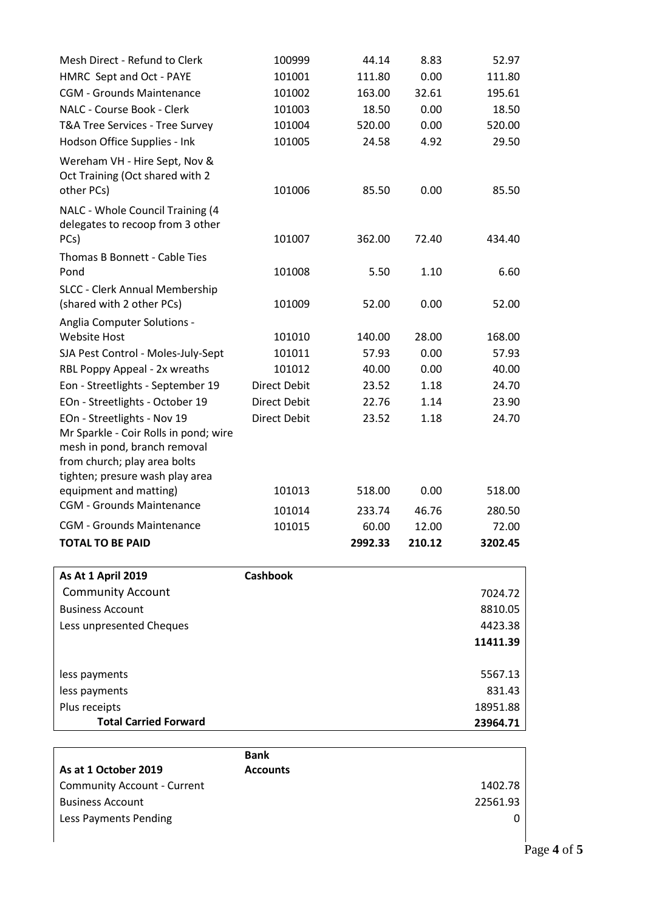| | | | | |
|---|---|---|---|---|
| Mesh Direct - Refund to Clerk | 100999 | 44.14 | 8.83 | 52.97 |
| HMRC Sept and Oct - PAYE | 101001 | 111.80 | 0.00 | 111.80 |
| CGM - Grounds Maintenance | 101002 | 163.00 | 32.61 | 195.61 |
| NALC - Course Book - Clerk | 101003 | 18.50 | 0.00 | 18.50 |
| T&A Tree Services - Tree Survey | 101004 | 520.00 | 0.00 | 520.00 |
| Hodson Office Supplies - Ink | 101005 | 24.58 | 4.92 | 29.50 |
| Wereham VH - Hire Sept, Nov & Oct Training (Oct shared with 2 other PCs) | 101006 | 85.50 | 0.00 | 85.50 |
| NALC - Whole Council Training (4 delegates to recoop from 3 other PCs) | 101007 | 362.00 | 72.40 | 434.40 |
| Thomas B Bonnett - Cable Ties Pond | 101008 | 5.50 | 1.10 | 6.60 |
| SLCC - Clerk Annual Membership (shared with 2 other PCs) | 101009 | 52.00 | 0.00 | 52.00 |
| Anglia Computer Solutions - Website Host | 101010 | 140.00 | 28.00 | 168.00 |
| SJA Pest Control - Moles-July-Sept | 101011 | 57.93 | 0.00 | 57.93 |
| RBL Poppy Appeal - 2x wreaths | 101012 | 40.00 | 0.00 | 40.00 |
| Eon - Streetlights - September 19 | Direct Debit | 23.52 | 1.18 | 24.70 |
| EOn - Streetlights - October 19 | Direct Debit | 22.76 | 1.14 | 23.90 |
| EOn - Streetlights - Nov 19 | Direct Debit | 23.52 | 1.18 | 24.70 |
| Mr Sparkle - Coir Rolls in pond; wire mesh in pond, branch removal from church; play area bolts tighten; presure wash play area equipment and matting) | 101013 | 518.00 | 0.00 | 518.00 |
| CGM - Grounds Maintenance | 101014 | 233.74 | 46.76 | 280.50 |
| CGM - Grounds Maintenance | 101015 | 60.00 | 12.00 | 72.00 |
| **TOTAL TO BE PAID** | | **2992.33** | **210.12** | **3202.45** |

| As At 1 April 2019 | Cashbook | |
|---|---|---|
| Community Account | | 7024.72 |
| Business Account | | 8810.05 |
| Less unpresented Cheques | | 4423.38 |
| | | **11411.39** |
| less payments | | 5567.13 |
| less payments | | 831.43 |
| Plus receipts | | 18951.88 |
| **Total Carried Forward** | | **23964.71** |

| As at 1 October 2019 | Bank Accounts | |
|---|---|---|
| Community Account - Current | | 1402.78 |
| Business Account | | 22561.93 |
| Less Payments Pending | | 0 |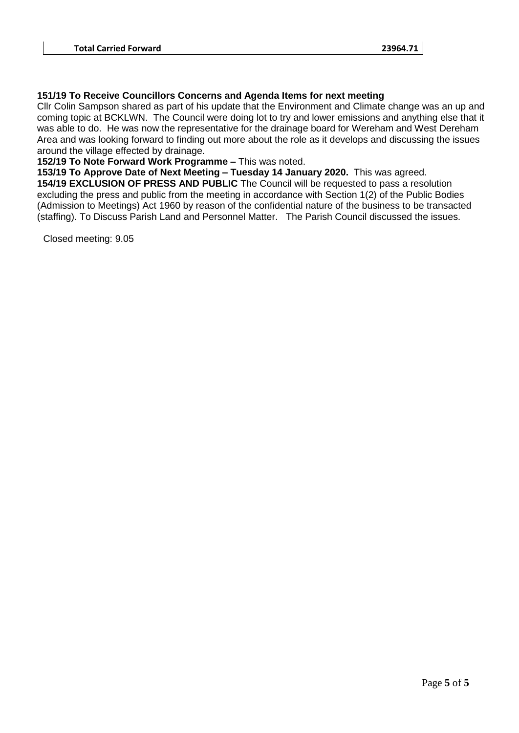| | |
|---|---|
| **Total Carried Forward** | **23964.71** |

**151/19 To Receive Councillors Concerns and Agenda Items for next meeting**
Cllr Colin Sampson shared as part of his update that the Environment and Climate change was an up and coming topic at BCKLWN. The Council were doing lot to try and lower emissions and anything else that it was able to do. He was now the representative for the drainage board for Wereham and West Dereham Area and was looking forward to finding out more about the role as it develops and discussing the issues around the village effected by drainage.

**152/19 To Note Forward Work Programme –** This was noted.

**153/19 To Approve Date of Next Meeting – Tuesday 14 January 2020.** This was agreed.

**154/19 EXCLUSION OF PRESS AND PUBLIC** The Council will be requested to pass a resolution excluding the press and public from the meeting in accordance with Section 1(2) of the Public Bodies (Admission to Meetings) Act 1960 by reason of the confidential nature of the business to be transacted (staffing). To Discuss Parish Land and Personnel Matter. The Parish Council discussed the issues.

Closed meeting: 9.05